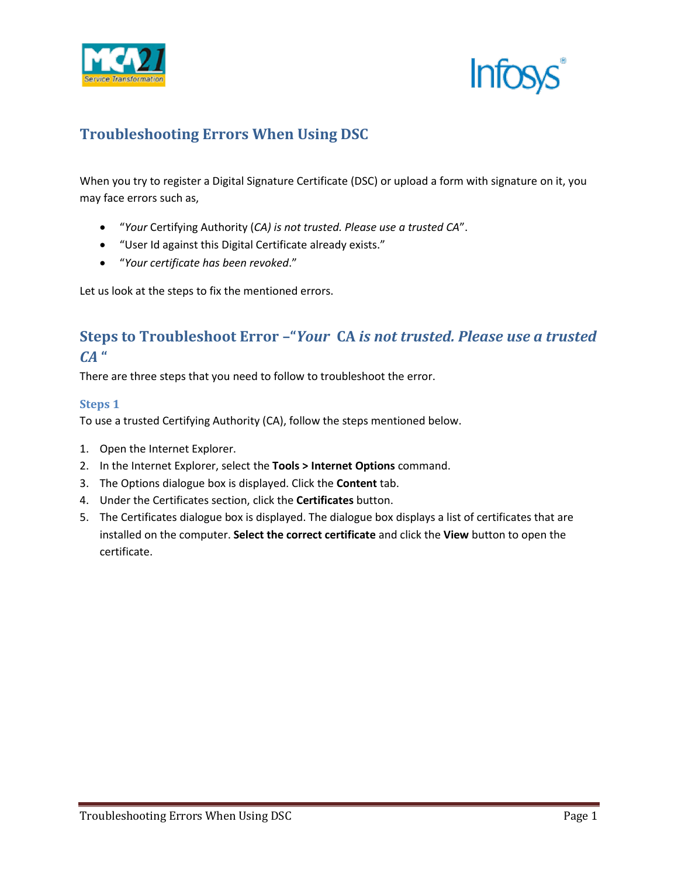# Troubleshooting Errors When Using DSC

When you try to register a Digital Signature Certificate (DSC) or upload a form with signature on it, you may face errors such as,

- "*Your* Certifying Authority (*CA) is not trusted. Please use a trusted CA*".
- "User Id against this Digital Certificate already exists."
- "*Your certificate has been revoked*."

Let us look at the steps to fix the mentioned errors.

## Steps to Troubleshoot Error –"*Your* CA *is not trusted. Please use a trusted CA* "

There are three steps that you need to follow to troubleshoot the error.

### Steps 1

To use a trusted Certifying Authority (CA), follow the steps mentioned below.

1. Open the Internet Explorer.
2. In the Internet Explorer, select the **Tools > Internet Options** command.
3. The Options dialogue box is displayed. Click the **Content** tab.
4. Under the Certificates section, click the **Certificates** button.
5. The Certificates dialogue box is displayed. The dialogue box displays a list of certificates that are installed on the computer. **Select the correct certificate** and click the **View** button to open the certificate.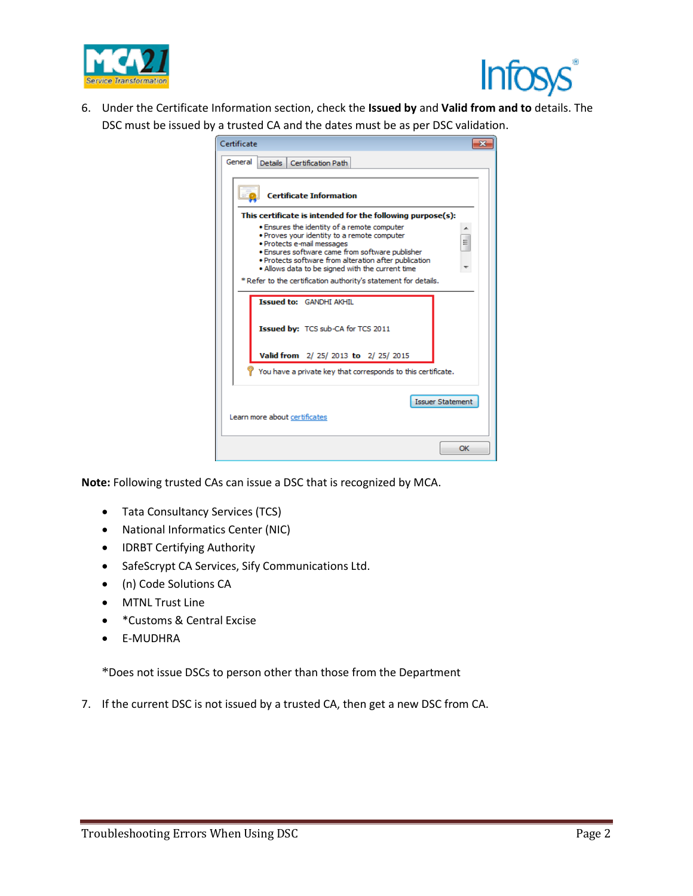6. Under the Certificate Information section, check the **Issued by** and **Valid from and to** details. The DSC must be issued by a trusted CA and the dates must be as per DSC validation.

**Note:** Following trusted CAs can issue a DSC that is recognized by MCA.

- Tata Consultancy Services (TCS)
- National Informatics Center (NIC)
- IDRBT Certifying Authority
- SafeScrypt CA Services, Sify Communications Ltd.
- (n) Code Solutions CA
- MTNL Trust Line
- *Customs & Central Excise
- E-MUDHRA

*Does not issue DSCs to person other than those from the Department

7. If the current DSC is not issued by a trusted CA, then get a new DSC from CA.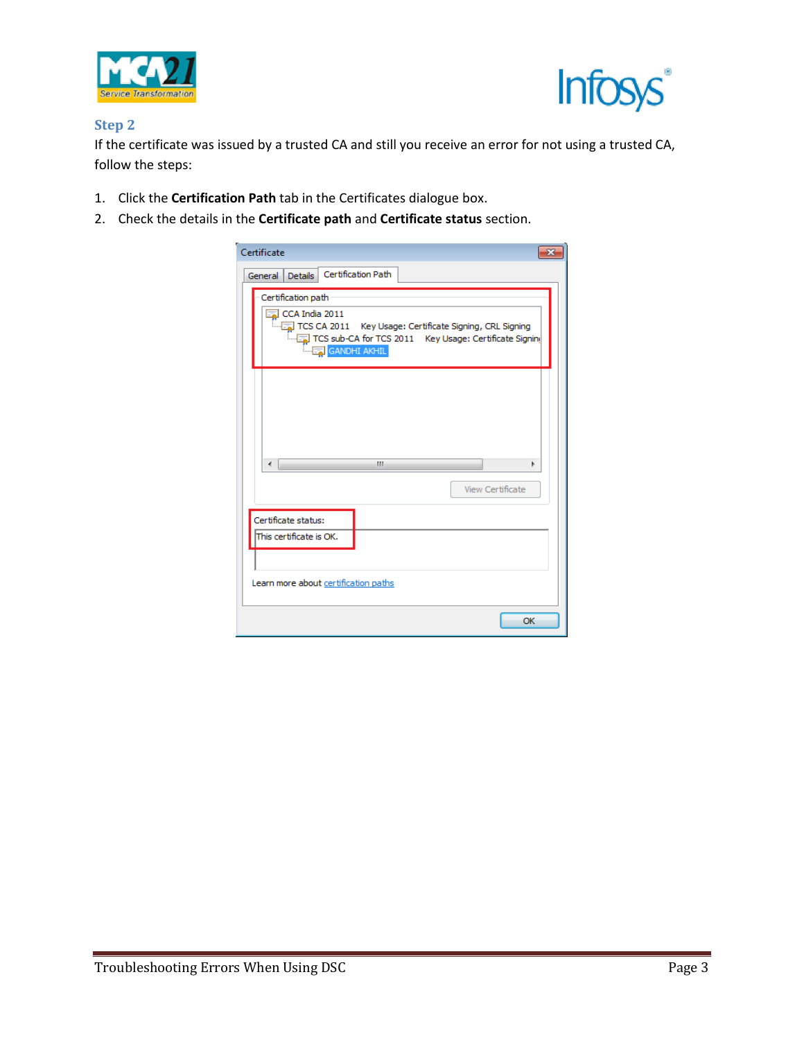### Step 2

If the certificate was issued by a trusted CA and still you receive an error for not using a trusted CA, follow the steps:

1. Click the **Certification Path** tab in the Certificates dialogue box.
2. Check the details in the **Certificate path** and **Certificate status** section.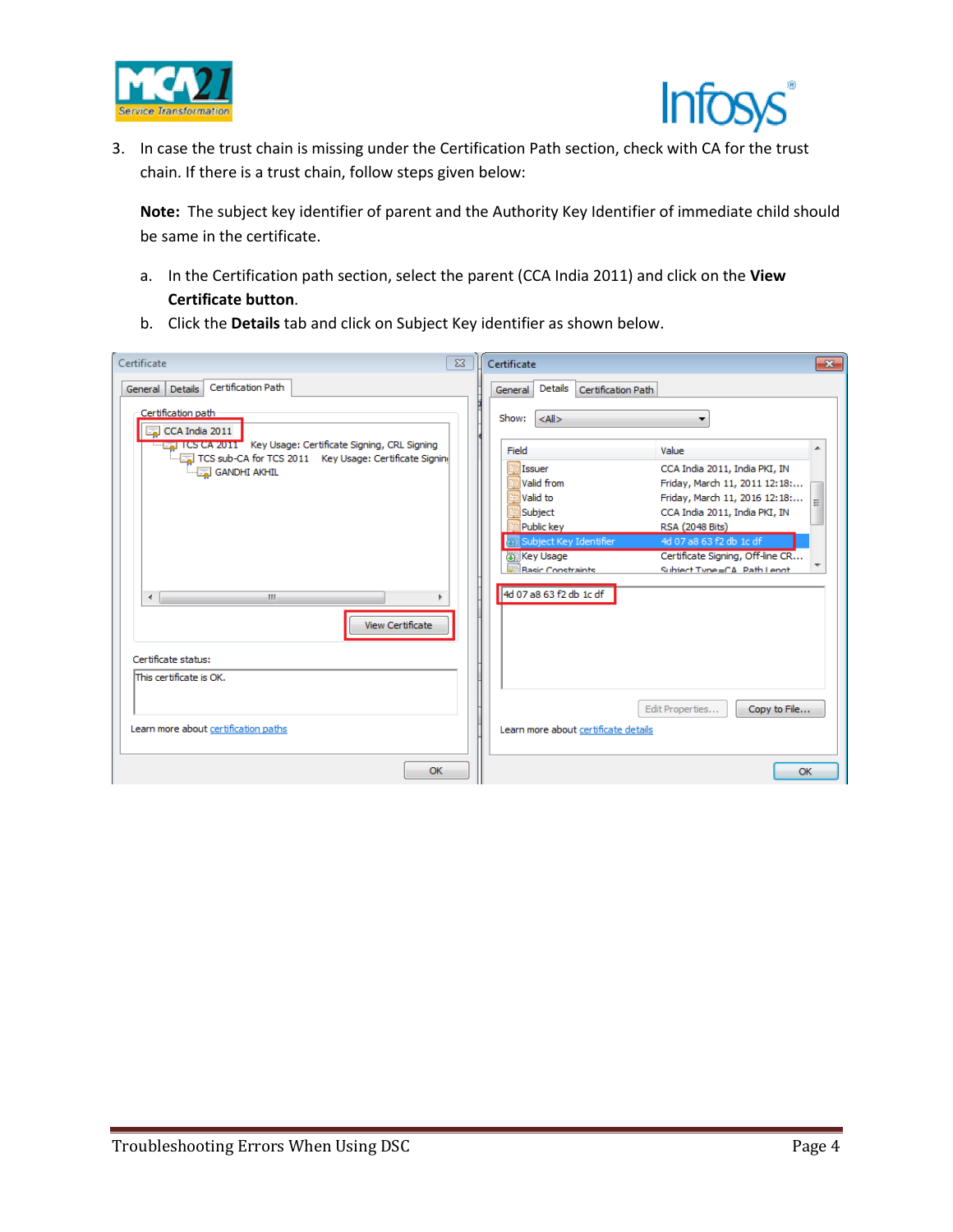3. In case the trust chain is missing under the Certification Path section, check with CA for the trust chain. If there is a trust chain, follow steps given below:

   **Note:** The subject key identifier of parent and the Authority Key Identifier of immediate child should be same in the certificate.

   a. In the Certification path section, select the parent (CCA India 2011) and click on the **View Certificate button**.
   b. Click the **Details** tab and click on Subject Key identifier as shown below.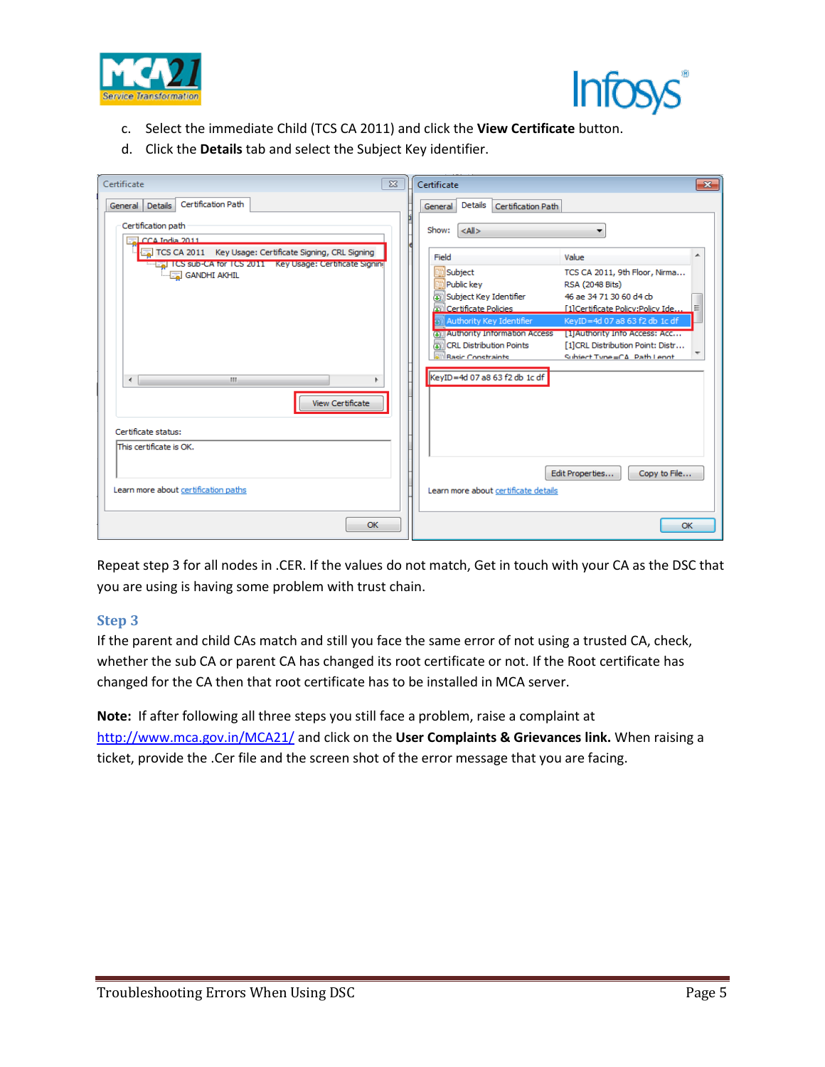c. Select the immediate Child (TCS CA 2011) and click the **View Certificate** button.

d. Click the **Details** tab and select the Subject Key identifier.

Repeat step 3 for all nodes in .CER. If the values do not match, Get in touch with your CA as the DSC that you are using is having some problem with trust chain.

### Step 3

If the parent and child CAs match and still you face the same error of not using a trusted CA, check, whether the sub CA or parent CA has changed its root certificate or not. If the Root certificate has changed for the CA then that root certificate has to be installed in MCA server.

**Note:** If after following all three steps you still face a problem, raise a complaint at http://www.mca.gov.in/MCA21/ and click on the **User Complaints & Grievances link.** When raising a ticket, provide the .Cer file and the screen shot of the error message that you are facing.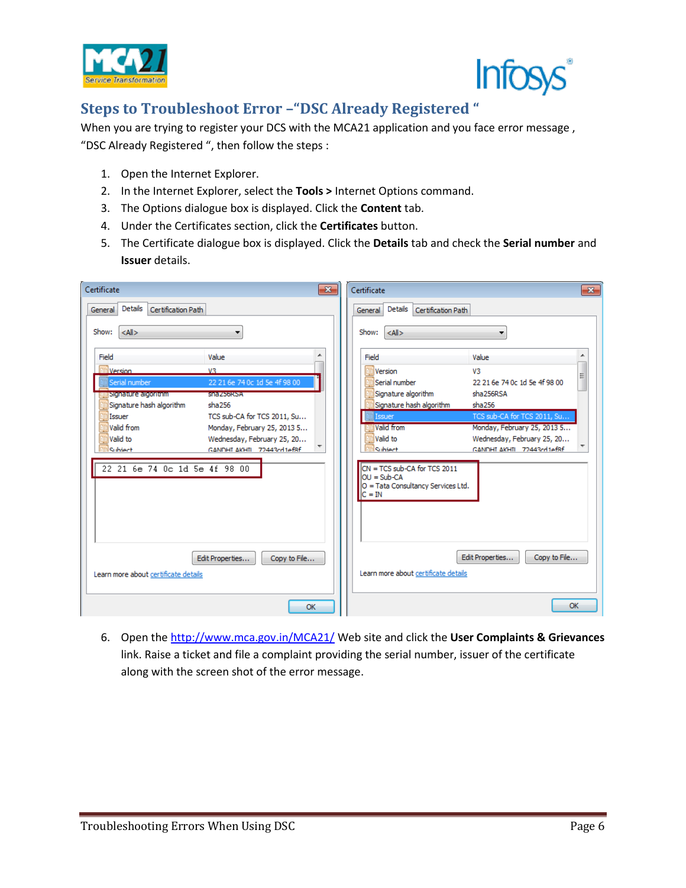## Steps to Troubleshoot Error –"DSC Already Registered "

When you are trying to register your DCS with the MCA21 application and you face error message , "DSC Already Registered ", then follow the steps :

1. Open the Internet Explorer.
2. In the Internet Explorer, select the **Tools >** Internet Options command.
3. The Options dialogue box is displayed. Click the **Content** tab.
4. Under the Certificates section, click the **Certificates** button.
5. The Certificate dialogue box is displayed. Click the **Details** tab and check the **Serial number** and **Issuer** details.

6. Open the http://www.mca.gov.in/MCA21/ Web site and click the **User Complaints & Grievances** link. Raise a ticket and file a complaint providing the serial number, issuer of the certificate along with the screen shot of the error message.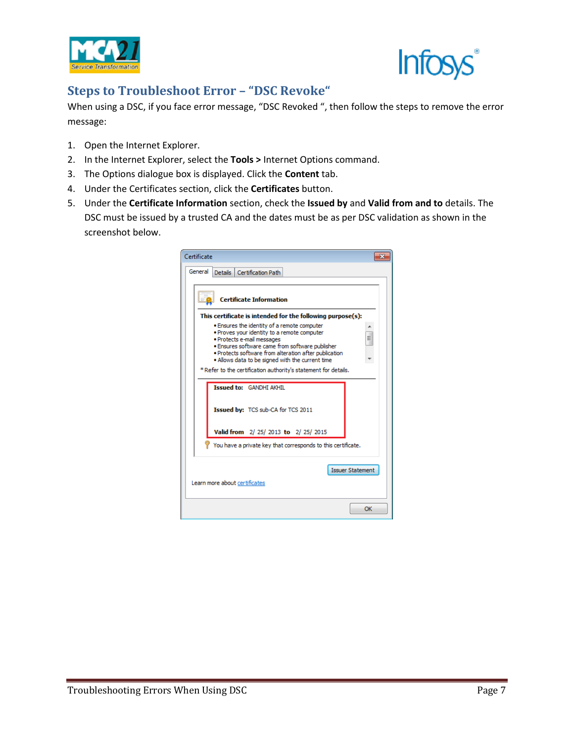## Steps to Troubleshoot Error – "DSC Revoke"

When using a DSC, if you face error message, "DSC Revoked ", then follow the steps to remove the error message:

1. Open the Internet Explorer.
2. In the Internet Explorer, select the **Tools >** Internet Options command.
3. The Options dialogue box is displayed. Click the **Content** tab.
4. Under the Certificates section, click the **Certificates** button.
5. Under the **Certificate Information** section, check the **Issued by** and **Valid from and to** details. The DSC must be issued by a trusted CA and the dates must be as per DSC validation as shown in the screenshot below.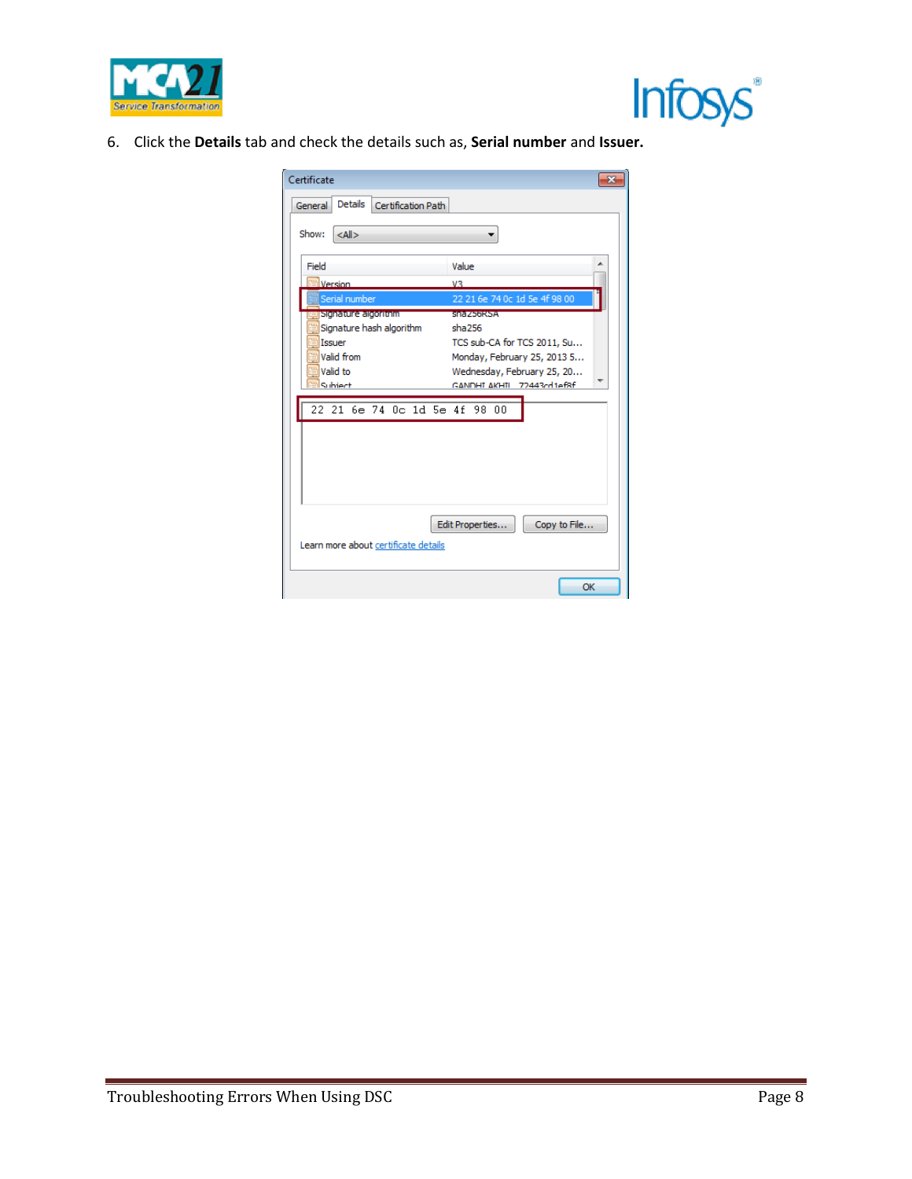6. Click the **Details** tab and check the details such as, **Serial number** and **Issuer.**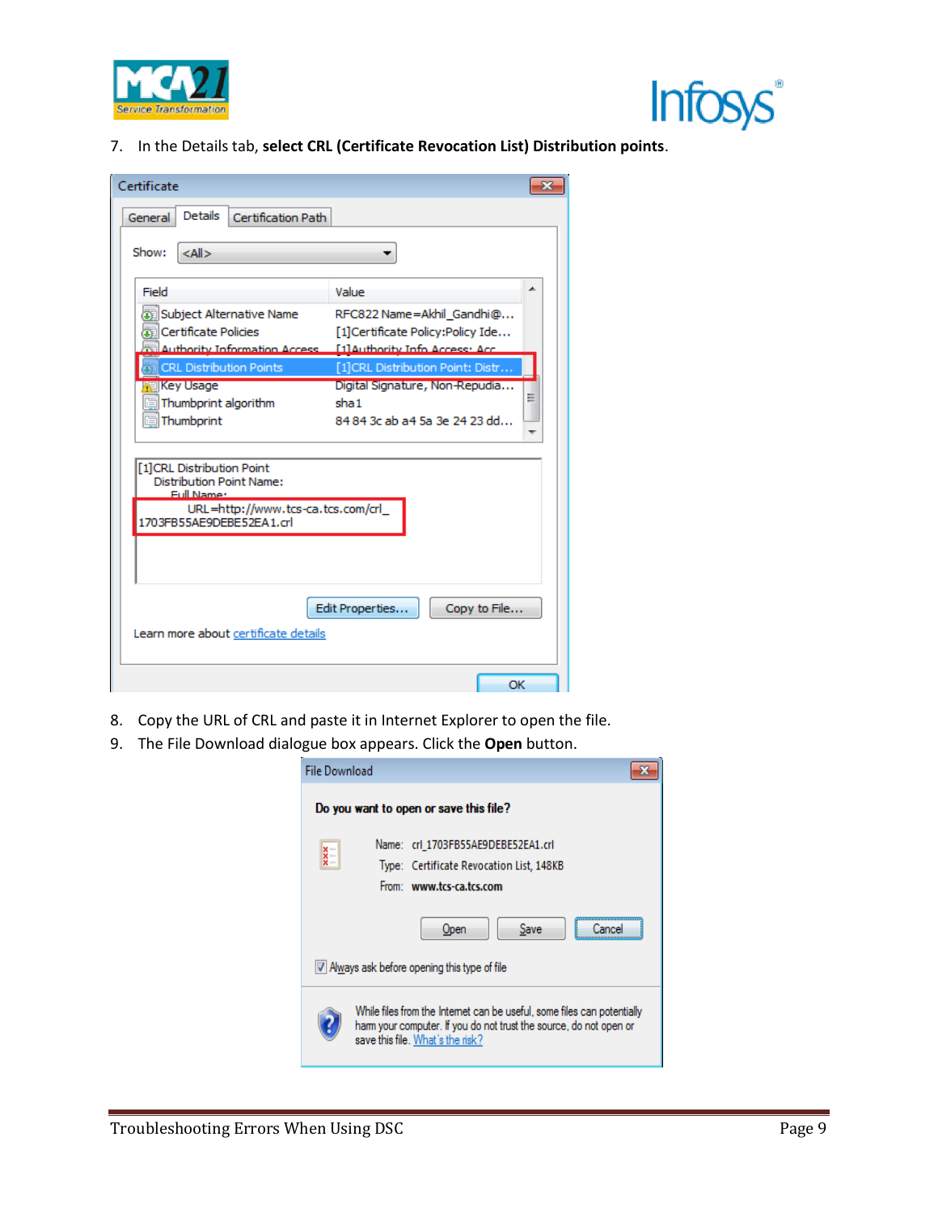7. In the Details tab, **select CRL (Certificate Revocation List) Distribution points**.

8. Copy the URL of CRL and paste it in Internet Explorer to open the file.
9. The File Download dialogue box appears. Click the **Open** button.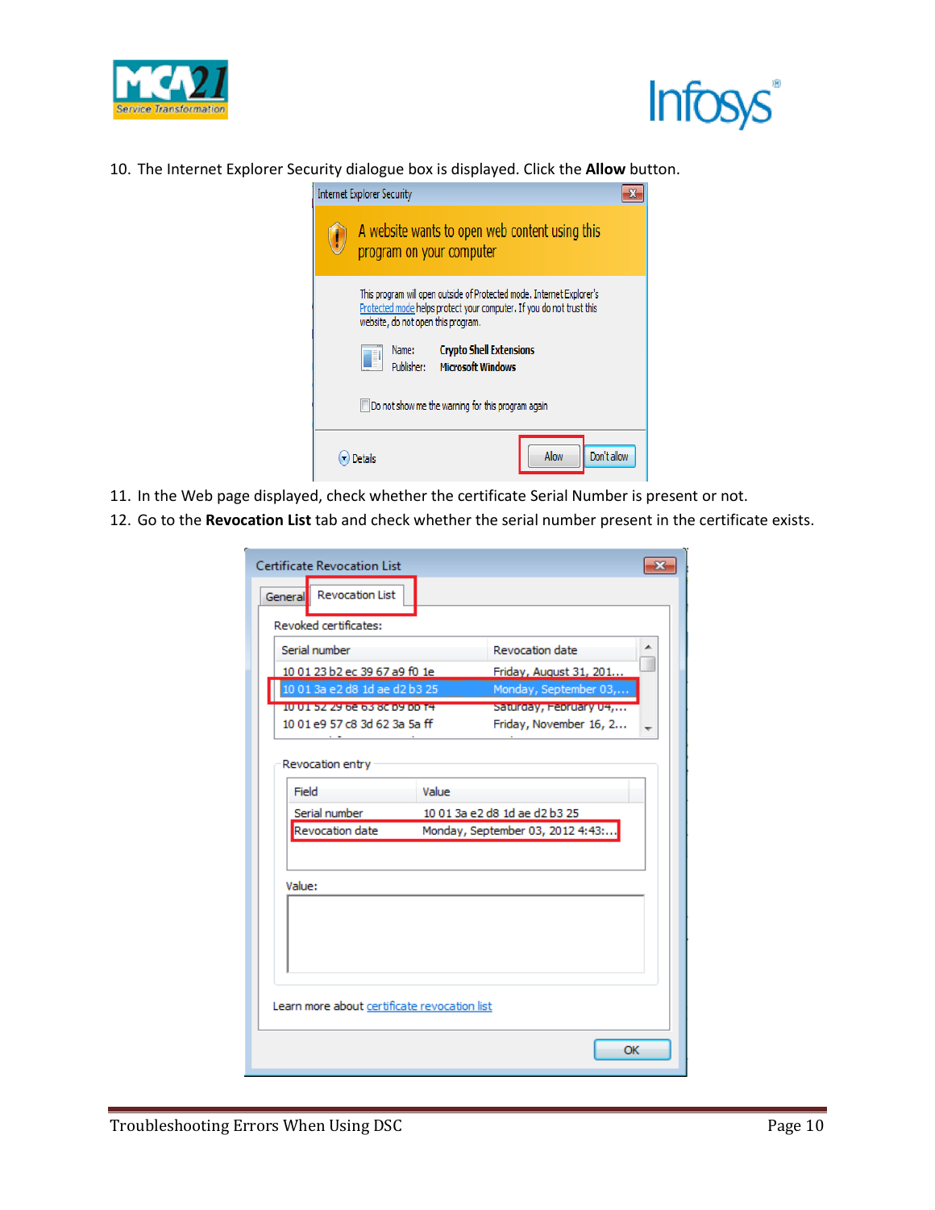10. The Internet Explorer Security dialogue box is displayed. Click the **Allow** button.

11. In the Web page displayed, check whether the certificate Serial Number is present or not.
12. Go to the **Revocation List** tab and check whether the serial number present in the certificate exists.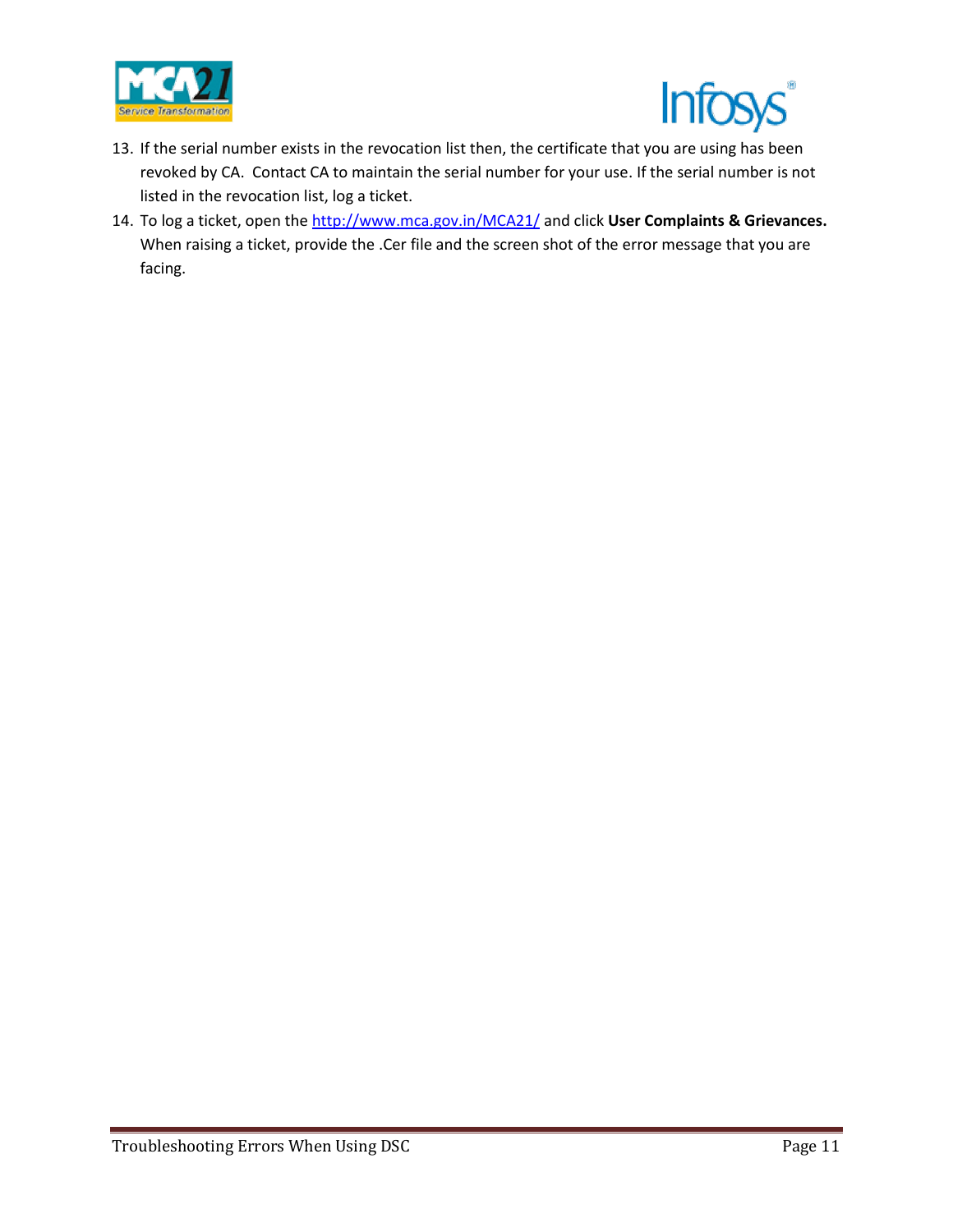13. If the serial number exists in the revocation list then, the certificate that you are using has been revoked by CA. Contact CA to maintain the serial number for your use. If the serial number is not listed in the revocation list, log a ticket.
14. To log a ticket, open the http://www.mca.gov.in/MCA21/ and click **User Complaints & Grievances.** When raising a ticket, provide the .Cer file and the screen shot of the error message that you are facing.